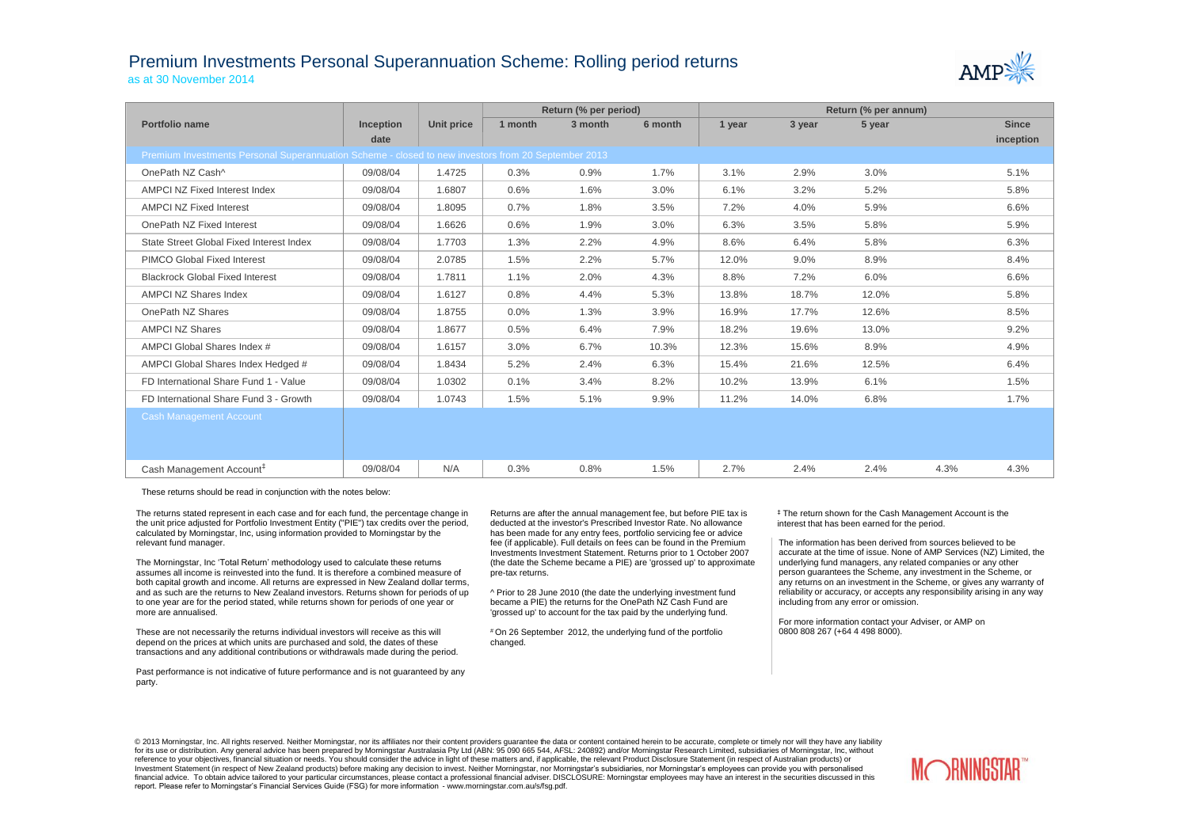# Premium Investments Personal Superannuation Scheme: Rolling period returns

as at 30 November 2014

| | | | Return (% per period) | | | Return (% per annum) | | | | |
|---|---|---|---|---|---|---|---|---|---|---|
| **Portfolio name** | **Inception date** | **Unit price** | **1 month** | **3 month** | **6 month** | **1 year** | **3 year** | **5 year** | | **Since inception** |
| Premium Investments Personal Superannuation Scheme - closed to new investors from 20 September 2013 | | | | | | | | | | |
| OnePath NZ Cash^ | 09/08/04 | 1.4725 | 0.3% | 0.9% | 1.7% | 3.1% | 2.9% | 3.0% | | 5.1% |
| AMPCI NZ Fixed Interest Index | 09/08/04 | 1.6807 | 0.6% | 1.6% | 3.0% | 6.1% | 3.2% | 5.2% | | 5.8% |
| AMPCI NZ Fixed Interest | 09/08/04 | 1.8095 | 0.7% | 1.8% | 3.5% | 7.2% | 4.0% | 5.9% | | 6.6% |
| OnePath NZ Fixed Interest | 09/08/04 | 1.6626 | 0.6% | 1.9% | 3.0% | 6.3% | 3.5% | 5.8% | | 5.9% |
| State Street Global Fixed Interest Index | 09/08/04 | 1.7703 | 1.3% | 2.2% | 4.9% | 8.6% | 6.4% | 5.8% | | 6.3% |
| PIMCO Global Fixed Interest | 09/08/04 | 2.0785 | 1.5% | 2.2% | 5.7% | 12.0% | 9.0% | 8.9% | | 8.4% |
| Blackrock Global Fixed Interest | 09/08/04 | 1.7811 | 1.1% | 2.0% | 4.3% | 8.8% | 7.2% | 6.0% | | 6.6% |
| AMPCI NZ Shares Index | 09/08/04 | 1.6127 | 0.8% | 4.4% | 5.3% | 13.8% | 18.7% | 12.0% | | 5.8% |
| OnePath NZ Shares | 09/08/04 | 1.8755 | 0.0% | 1.3% | 3.9% | 16.9% | 17.7% | 12.6% | | 8.5% |
| AMPCI NZ Shares | 09/08/04 | 1.8677 | 0.5% | 6.4% | 7.9% | 18.2% | 19.6% | 13.0% | | 9.2% |
| AMPCI Global Shares Index # | 09/08/04 | 1.6157 | 3.0% | 6.7% | 10.3% | 12.3% | 15.6% | 8.9% | | 4.9% |
| AMPCI Global Shares Index Hedged # | 09/08/04 | 1.8434 | 5.2% | 2.4% | 6.3% | 15.4% | 21.6% | 12.5% | | 6.4% |
| FD International Share Fund 1 - Value | 09/08/04 | 1.0302 | 0.1% | 3.4% | 8.2% | 10.2% | 13.9% | 6.1% | | 1.5% |
| FD International Share Fund 3 - Growth | 09/08/04 | 1.0743 | 1.5% | 5.1% | 9.9% | 11.2% | 14.0% | 6.8% | | 1.7% |
| Cash Management Account | | | | | | | | | | |
| Cash Management Account‡ | 09/08/04 | N/A | 0.3% | 0.8% | 1.5% | 2.7% | 2.4% | 2.4% | 4.3% | 4.3% |

These returns should be read in conjunction with the notes below:

The returns stated represent in each case and for each fund, the percentage change in the unit price adjusted for Portfolio Investment Entity ("PIE") tax credits over the period, calculated by Morningstar, Inc, using information provided to Morningstar by the relevant fund manager.

The Morningstar, Inc 'Total Return' methodology used to calculate these returns assumes all income is reinvested into the fund. It is therefore a combined measure of both capital growth and income. All returns are expressed in New Zealand dollar terms, and as such are the returns to New Zealand investors. Returns shown for periods of up to one year are for the period stated, while returns shown for periods of one year or more are annualised.

These are not necessarily the returns individual investors will receive as this will depend on the prices at which units are purchased and sold, the dates of these transactions and any additional contributions or withdrawals made during the period.

Past performance is not indicative of future performance and is not guaranteed by any party.

Returns are after the annual management fee, but before PIE tax is deducted at the investor's Prescribed Investor Rate. No allowance has been made for any entry fees, portfolio servicing fee or advice fee (if applicable). Full details on fees can be found in the Premium Investments Investment Statement. Returns prior to 1 October 2007 (the date the Scheme became a PIE) are 'grossed up' to approximate pre-tax returns.

^ Prior to 28 June 2010 (the date the underlying investment fund became a PIE) the returns for the OnePath NZ Cash Fund are 'grossed up' to account for the tax paid by the underlying fund.

# On 26 September 2012, the underlying fund of the portfolio changed.

‡ The return shown for the Cash Management Account is the interest that has been earned for the period.

The information has been derived from sources believed to be accurate at the time of issue. None of AMP Services (NZ) Limited, the underlying fund managers, any related companies or any other person guarantees the Scheme, any investment in the Scheme, or any returns on an investment in the Scheme, or gives any warranty of reliability or accuracy, or accepts any responsibility arising in any way including from any error or omission.

For more information contact your Adviser, or AMP on 0800 808 267 (+64 4 498 8000).

© 2013 Morningstar, Inc. All rights reserved. Neither Morningstar, nor its affiliates nor their content providers guarantee the data or content contained herein to be accurate, complete or timely nor will they have any liability for its use or distribution. Any general advice has been prepared by Morningstar Australasia Pty Ltd (ABN: 95 090 665 544, AFSL: 240892) and/or Morningstar Research Limited, subsidiaries of Morningstar, Inc, without reference to your objectives, financial situation or needs. You should consider the advice in light of these matters and, if applicable, the relevant Product Disclosure Statement (in respect of Australian products) or Investment Statement (in respect of New Zealand products) before making any decision to invest. Neither Morningstar, nor Morningstar's subsidiaries, nor Morningstar's employees can provide you with personalised financial advice. To obtain advice tailored to your particular circumstances, please contact a professional financial adviser. DISCLOSURE: Morningstar employees may have an interest in the securities discussed in this report. Please refer to Morningstar's Financial Services Guide (FSG) for more information - www.morningstar.com.au/s/fsg.pdf.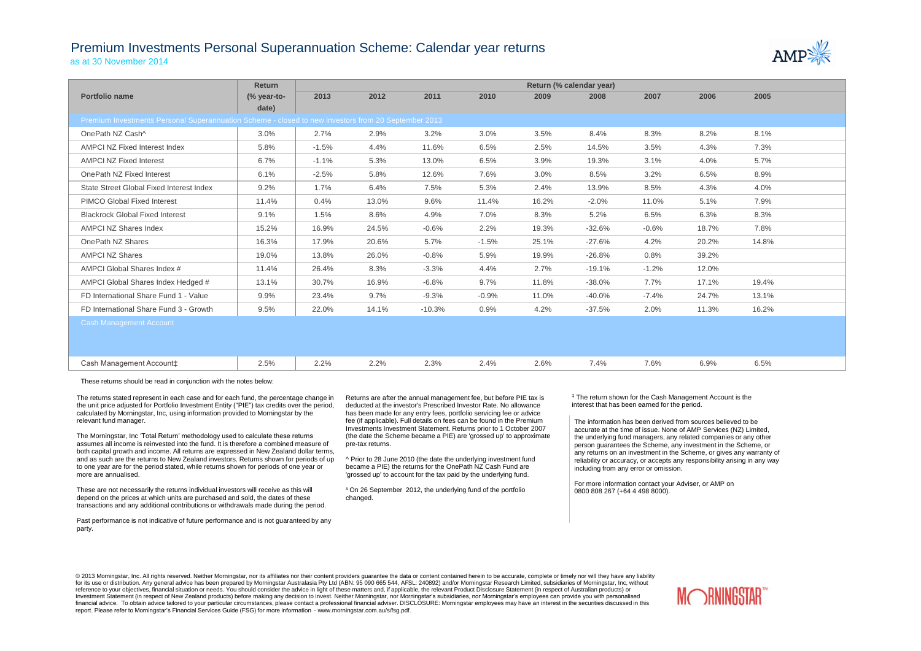# Premium Investments Personal Superannuation Scheme: Calendar year returns

as at 30 November 2014

| Portfolio name | Return (% year-to-date) | Return (% calendar year) | | | | | | | | |
|---|---|---|---|---|---|---|---|---|---|---|
| | | 2013 | 2012 | 2011 | 2010 | 2009 | 2008 | 2007 | 2006 | 2005 |
| Premium Investments Personal Superannuation Scheme - closed to new investors from 20 September 2013 | | | | | | | | | | |
| OnePath NZ Cash^ | 3.0% | 2.7% | 2.9% | 3.2% | 3.0% | 3.5% | 8.4% | 8.3% | 8.2% | 8.1% |
| AMPCI NZ Fixed Interest Index | 5.8% | -1.5% | 4.4% | 11.6% | 6.5% | 2.5% | 14.5% | 3.5% | 4.3% | 7.3% |
| AMPCI NZ Fixed Interest | 6.7% | -1.1% | 5.3% | 13.0% | 6.5% | 3.9% | 19.3% | 3.1% | 4.0% | 5.7% |
| OnePath NZ Fixed Interest | 6.1% | -2.5% | 5.8% | 12.6% | 7.6% | 3.0% | 8.5% | 3.2% | 6.5% | 8.9% |
| State Street Global Fixed Interest Index | 9.2% | 1.7% | 6.4% | 7.5% | 5.3% | 2.4% | 13.9% | 8.5% | 4.3% | 4.0% |
| PIMCO Global Fixed Interest | 11.4% | 0.4% | 13.0% | 9.6% | 11.4% | 16.2% | -2.0% | 11.0% | 5.1% | 7.9% |
| Blackrock Global Fixed Interest | 9.1% | 1.5% | 8.6% | 4.9% | 7.0% | 8.3% | 5.2% | 6.5% | 6.3% | 8.3% |
| AMPCI NZ Shares Index | 15.2% | 16.9% | 24.5% | -0.6% | 2.2% | 19.3% | -32.6% | -0.6% | 18.7% | 7.8% |
| OnePath NZ Shares | 16.3% | 17.9% | 20.6% | 5.7% | -1.5% | 25.1% | -27.6% | 4.2% | 20.2% | 14.8% |
| AMPCI NZ Shares | 19.0% | 13.8% | 26.0% | -0.8% | 5.9% | 19.9% | -26.8% | 0.8% | 39.2% | |
| AMPCI Global Shares Index # | 11.4% | 26.4% | 8.3% | -3.3% | 4.4% | 2.7% | -19.1% | -1.2% | 12.0% | |
| AMPCI Global Shares Index Hedged # | 13.1% | 30.7% | 16.9% | -6.8% | 9.7% | 11.8% | -38.0% | 7.7% | 17.1% | 19.4% |
| FD International Share Fund 1 - Value | 9.9% | 23.4% | 9.7% | -9.3% | -0.9% | 11.0% | -40.0% | -7.4% | 24.7% | 13.1% |
| FD International Share Fund 3 - Growth | 9.5% | 22.0% | 14.1% | -10.3% | 0.9% | 4.2% | -37.5% | 2.0% | 11.3% | 16.2% |
| Cash Management Account | | | | | | | | | | |
| Cash Management Account‡ | 2.5% | 2.2% | 2.2% | 2.3% | 2.4% | 2.6% | 7.4% | 7.6% | 6.9% | 6.5% |

These returns should be read in conjunction with the notes below:

The returns stated represent in each case and for each fund, the percentage change in the unit price adjusted for Portfolio Investment Entity ("PIE") tax credits over the period, calculated by Morningstar, Inc, using information provided to Morningstar by the relevant fund manager.

The Morningstar, Inc 'Total Return' methodology used to calculate these returns assumes all income is reinvested into the fund. It is therefore a combined measure of both capital growth and income. All returns are expressed in New Zealand dollar terms, and as such are the returns to New Zealand investors. Returns shown for periods of up to one year are for the period stated, while returns shown for periods of one year or more are annualised.

These are not necessarily the returns individual investors will receive as this will depend on the prices at which units are purchased and sold, the dates of these transactions and any additional contributions or withdrawals made during the period.

Past performance is not indicative of future performance and is not guaranteed by any party.

Returns are after the annual management fee, but before PIE tax is deducted at the investor's Prescribed Investor Rate. No allowance has been made for any entry fees, portfolio servicing fee or advice fee (if applicable). Full details on fees can be found in the Premium Investments Investment Statement. Returns prior to 1 October 2007 (the date the Scheme became a PIE) are 'grossed up' to approximate pre-tax returns.

^ Prior to 28 June 2010 (the date the underlying investment fund became a PIE) the returns for the OnePath NZ Cash Fund are 'grossed up' to account for the tax paid by the underlying fund.

# On 26 September 2012, the underlying fund of the portfolio changed.

‡ The return shown for the Cash Management Account is the interest that has been earned for the period.

The information has been derived from sources believed to be accurate at the time of issue. None of AMP Services (NZ) Limited, the underlying fund managers, any related companies or any other person guarantees the Scheme, any investment in the Scheme, or any returns on an investment in the Scheme, or gives any warranty of reliability or accuracy, or accepts any responsibility arising in any way including from any error or omission.

For more information contact your Adviser, or AMP on 0800 808 267 (+64 4 498 8000).

© 2013 Morningstar, Inc. All rights reserved. Neither Morningstar, nor its affiliates nor their content providers guarantee the data or content contained herein to be accurate, complete or timely nor will they have any liability for its use or distribution. Any general advice has been prepared by Morningstar Australasia Pty Ltd (ABN: 95 090 665 544, AFSL: 240892) and/or Morningstar Research Limited, subsidiaries of Morningstar, Inc, without reference to your objectives, financial situation or needs. You should consider the advice in light of these matters and, if applicable, the relevant Product Disclosure Statement (in respect of Australian products) or Investment Statement (in respect of New Zealand products) before making any decision to invest. Neither Morningstar, nor Morningstar's subsidiaries, nor Morningstar's employees can provide you with personalised financial advice. To obtain advice tailored to your particular circumstances, please contact a professional financial adviser. DISCLOSURE: Morningstar employees may have an interest in the securities discussed in this report. Please refer to Morningstar's Financial Services Guide (FSG) for more information - www.morningstar.com.au/s/fsg.pdf.